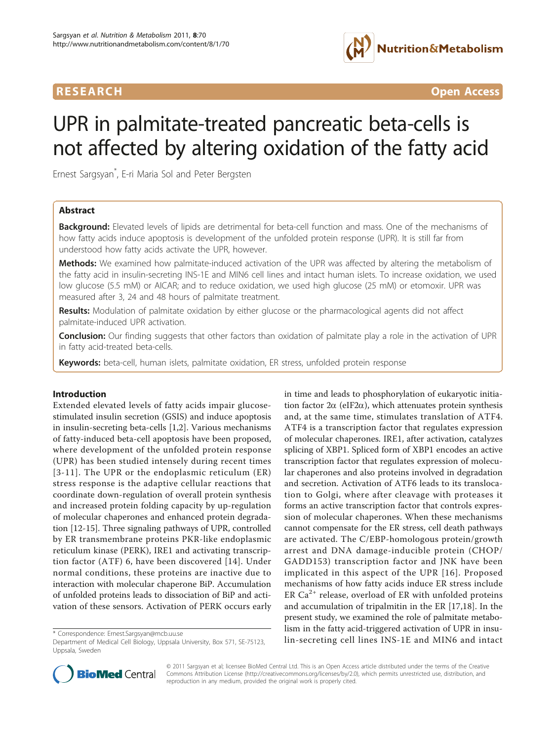**RESEARCH** **Open Access**

# UPR in palmitate-treated pancreatic beta-cells is not affected by altering oxidation of the fatty acid

Ernest Sargsyan*, E-ri Maria Sol and Peter Bergsten

## Abstract

**Background:** Elevated levels of lipids are detrimental for beta-cell function and mass. One of the mechanisms of how fatty acids induce apoptosis is development of the unfolded protein response (UPR). It is still far from understood how fatty acids activate the UPR, however.

**Methods:** We examined how palmitate-induced activation of the UPR was affected by altering the metabolism of the fatty acid in insulin-secreting INS-1E and MIN6 cell lines and intact human islets. To increase oxidation, we used low glucose (5.5 mM) or AICAR; and to reduce oxidation, we used high glucose (25 mM) or etomoxir. UPR was measured after 3, 24 and 48 hours of palmitate treatment.

**Results:** Modulation of palmitate oxidation by either glucose or the pharmacological agents did not affect palmitate-induced UPR activation.

**Conclusion:** Our finding suggests that other factors than oxidation of palmitate play a role in the activation of UPR in fatty acid-treated beta-cells.

**Keywords:** beta-cell, human islets, palmitate oxidation, ER stress, unfolded protein response

## Introduction

Extended elevated levels of fatty acids impair glucose-stimulated insulin secretion (GSIS) and induce apoptosis in insulin-secreting beta-cells [1,2]. Various mechanisms of fatty-induced beta-cell apoptosis have been proposed, where development of the unfolded protein response (UPR) has been studied intensely during recent times [3-11]. The UPR or the endoplasmic reticulum (ER) stress response is the adaptive cellular reactions that coordinate down-regulation of overall protein synthesis and increased protein folding capacity by up-regulation of molecular chaperones and enhanced protein degradation [12-15]. Three signaling pathways of UPR, controlled by ER transmembrane proteins PKR-like endoplasmic reticulum kinase (PERK), IRE1 and activating transcription factor (ATF) 6, have been discovered [14]. Under normal conditions, these proteins are inactive due to interaction with molecular chaperone BiP. Accumulation of unfolded proteins leads to dissociation of BiP and activation of these sensors. Activation of PERK occurs early in time and leads to phosphorylation of eukaryotic initiation factor 2$\alpha$ (eIF2$\alpha$), which attenuates protein synthesis and, at the same time, stimulates translation of ATF4. ATF4 is a transcription factor that regulates expression of molecular chaperones. IRE1, after activation, catalyzes splicing of XBP1. Spliced form of XBP1 encodes an active transcription factor that regulates expression of molecular chaperones and also proteins involved in degradation and secretion. Activation of ATF6 leads to its translocation to Golgi, where after cleavage with proteases it forms an active transcription factor that controls expression of molecular chaperones. When these mechanisms cannot compensate for the ER stress, cell death pathways are activated. The C/EBP-homologous protein/growth arrest and DNA damage-inducible protein (CHOP/GADD153) transcription factor and JNK have been implicated in this aspect of the UPR [16]. Proposed mechanisms of how fatty acids induce ER stress include ER $Ca^{2+}$ release, overload of ER with unfolded proteins and accumulation of tripalmitin in the ER [17,18]. In the present study, we examined the role of palmitate metabolism in the fatty acid-triggered activation of UPR in insulin-secreting cell lines INS-1E and MIN6 and intact

\* Correspondence: Ernest.Sargsyan@mcb.uu.se
Department of Medical Cell Biology, Uppsala University, Box 571, SE-75123, Uppsala, Sweden

© 2011 Sargsyan et al; licensee BioMed Central Ltd. This is an Open Access article distributed under the terms of the Creative Commons Attribution License (http://creativecommons.org/licenses/by/2.0), which permits unrestricted use, distribution, and reproduction in any medium, provided the original work is properly cited.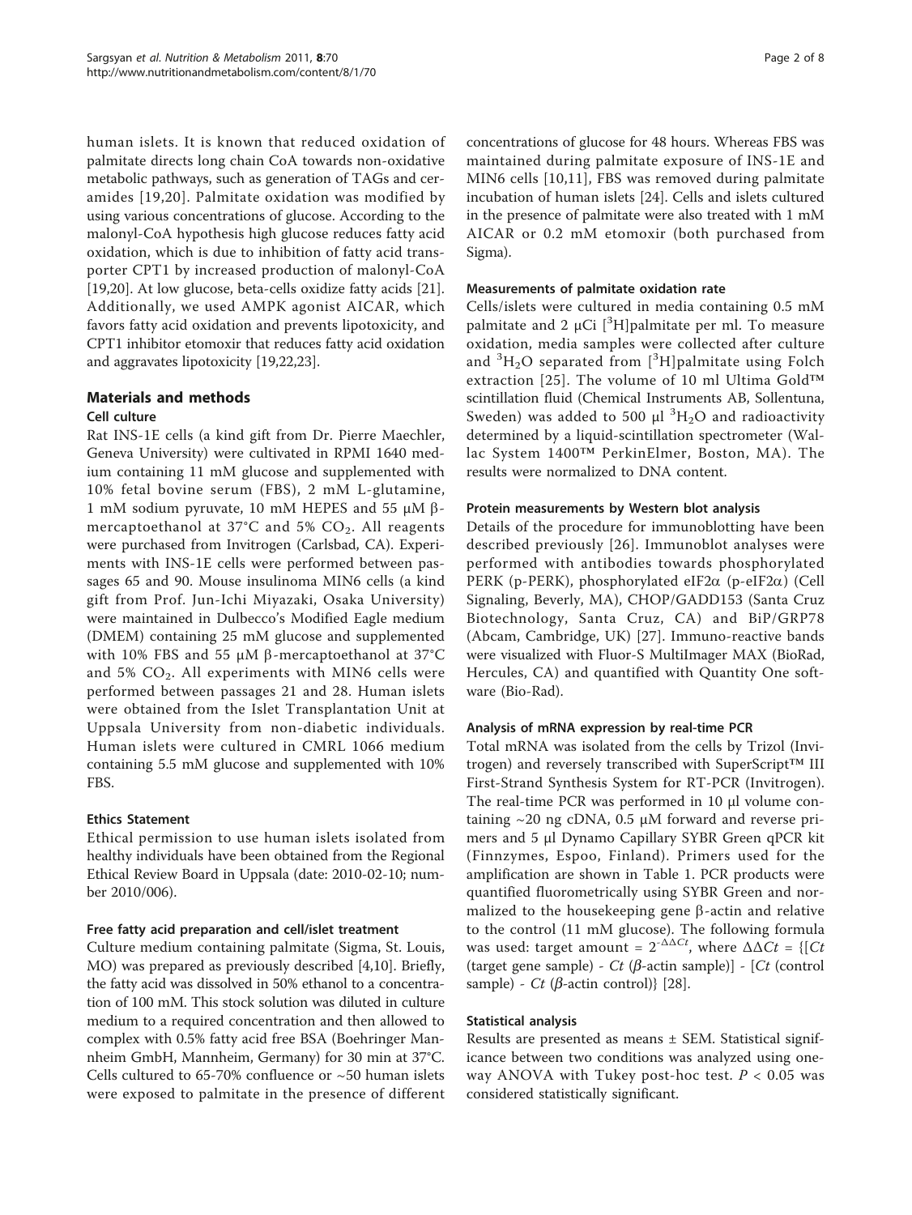human islets. It is known that reduced oxidation of palmitate directs long chain CoA towards non-oxidative metabolic pathways, such as generation of TAGs and ceramides [19,20]. Palmitate oxidation was modified by using various concentrations of glucose. According to the malonyl-CoA hypothesis high glucose reduces fatty acid oxidation, which is due to inhibition of fatty acid transporter CPT1 by increased production of malonyl-CoA [19,20]. At low glucose, beta-cells oxidize fatty acids [21]. Additionally, we used AMPK agonist AICAR, which favors fatty acid oxidation and prevents lipotoxicity, and CPT1 inhibitor etomoxir that reduces fatty acid oxidation and aggravates lipotoxicity [19,22,23].

## Materials and methods

### Cell culture

Rat INS-1E cells (a kind gift from Dr. Pierre Maechler, Geneva University) were cultivated in RPMI 1640 medium containing 11 mM glucose and supplemented with 10% fetal bovine serum (FBS), 2 mM L-glutamine, 1 mM sodium pyruvate, 10 mM HEPES and 55 μM β-mercaptoethanol at 37°C and 5% $CO_2$. All reagents were purchased from Invitrogen (Carlsbad, CA). Experiments with INS-1E cells were performed between passages 65 and 90. Mouse insulinoma MIN6 cells (a kind gift from Prof. Jun-Ichi Miyazaki, Osaka University) were maintained in Dulbecco's Modified Eagle medium (DMEM) containing 25 mM glucose and supplemented with 10% FBS and 55 μM β-mercaptoethanol at 37°C and 5% $CO_2$. All experiments with MIN6 cells were performed between passages 21 and 28. Human islets were obtained from the Islet Transplantation Unit at Uppsala University from non-diabetic individuals. Human islets were cultured in CMRL 1066 medium containing 5.5 mM glucose and supplemented with 10% FBS.

### Ethics Statement

Ethical permission to use human islets isolated from healthy individuals have been obtained from the Regional Ethical Review Board in Uppsala (date: 2010-02-10; number 2010/006).

### Free fatty acid preparation and cell/islet treatment

Culture medium containing palmitate (Sigma, St. Louis, MO) was prepared as previously described [4,10]. Briefly, the fatty acid was dissolved in 50% ethanol to a concentration of 100 mM. This stock solution was diluted in culture medium to a required concentration and then allowed to complex with 0.5% fatty acid free BSA (Boehringer Mannheim GmbH, Mannheim, Germany) for 30 min at 37°C. Cells cultured to 65-70% confluence or ~50 human islets were exposed to palmitate in the presence of different concentrations of glucose for 48 hours. Whereas FBS was maintained during palmitate exposure of INS-1E and MIN6 cells [10,11], FBS was removed during palmitate incubation of human islets [24]. Cells and islets cultured in the presence of palmitate were also treated with 1 mM AICAR or 0.2 mM etomoxir (both purchased from Sigma).

### Measurements of palmitate oxidation rate

Cells/islets were cultured in media containing 0.5 mM palmitate and 2 μCi [$^3$H]palmitate per ml. To measure oxidation, media samples were collected after culture and $^3H_2O$ separated from [$^3$H]palmitate using Folch extraction [25]. The volume of 10 ml Ultima Gold™ scintillation fluid (Chemical Instruments AB, Sollentuna, Sweden) was added to 500 μl $^3H_2O$ and radioactivity determined by a liquid-scintillation spectrometer (Wallac System 1400™ PerkinElmer, Boston, MA). The results were normalized to DNA content.

### Protein measurements by Western blot analysis

Details of the procedure for immunoblotting have been described previously [26]. Immunoblot analyses were performed with antibodies towards phosphorylated PERK (p-PERK), phosphorylated eIF2α (p-eIF2α) (Cell Signaling, Beverly, MA), CHOP/GADD153 (Santa Cruz Biotechnology, Santa Cruz, CA) and BiP/GRP78 (Abcam, Cambridge, UK) [27]. Immuno-reactive bands were visualized with Fluor-S MultiImager MAX (BioRad, Hercules, CA) and quantified with Quantity One software (Bio-Rad).

### Analysis of mRNA expression by real-time PCR

Total mRNA was isolated from the cells by Trizol (Invitrogen) and reversely transcribed with SuperScript™ III First-Strand Synthesis System for RT-PCR (Invitrogen). The real-time PCR was performed in 10 μl volume containing ~20 ng cDNA, 0.5 μM forward and reverse primers and 5 μl Dynamo Capillary SYBR Green qPCR kit (Finnzymes, Espoo, Finland). Primers used for the amplification are shown in Table 1. PCR products were quantified fluorometrically using SYBR Green and normalized to the housekeeping gene β-actin and relative to the control (11 mM glucose). The following formula was used: target amount = $2^{-\Delta\Delta Ct}$, where $\Delta\Delta Ct$ = {[$Ct$ (target gene sample) - $Ct$ ($\beta$-actin sample)] - [$Ct$ (control sample) - $Ct$ ($\beta$-actin control)} [28].

### Statistical analysis

Results are presented as means ± SEM. Statistical significance between two conditions was analyzed using one-way ANOVA with Tukey post-hoc test. $P < 0.05$ was considered statistically significant.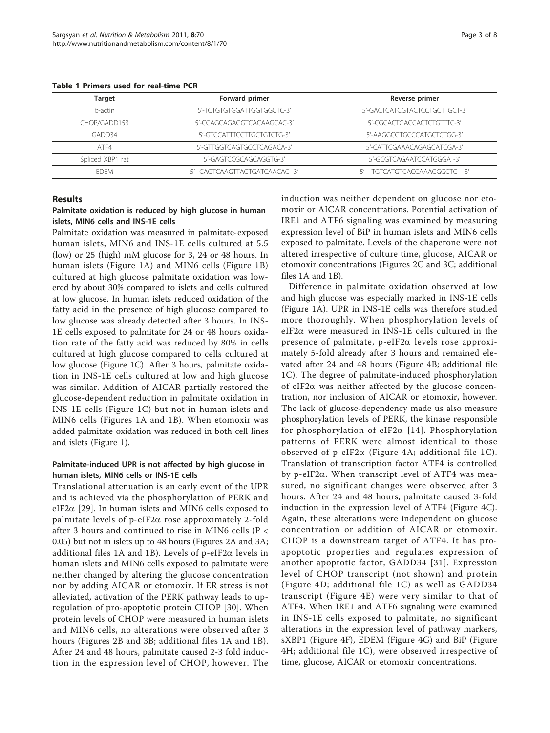**Table 1 Primers used for real-time PCR**

| Target | Forward primer | Reverse primer |
|---|---|---|
| b-actin | 5'-TCTGTGTGGATTGGTGGCTC-3' | 5'-GACTCATCGTACTCCTGCTTGCT-3' |
| CHOP/GADD153 | 5'-CCAGCAGAGGTCACAAGCAC-3' | 5'-CGCACTGACCACTCTGTTTC-3' |
| GADD34 | 5'-GTCCATTTCCTTGCTGTCTG-3' | 5'-AAGGCGTGCCCATGCTCTGG-3' |
| ATF4 | 5'-GTTGGTCAGTGCCTCAGACA-3' | 5'-CATTCGAAACAGAGCATCGA-3' |
| Spliced XBP1 rat | 5'-GAGTCCGCAGCAGGTG-3' | 5'-GCGTCAGAATCCATGGGA -3' |
| EDEM | 5' -CAGTCAAGTTAGTGATCAACAC- 3' | 5' - TGTCATGTCACCAAAGGGCTG - 3' |

## Results

### Palmitate oxidation is reduced by high glucose in human islets, MIN6 cells and INS-1E cells

Palmitate oxidation was measured in palmitate-exposed human islets, MIN6 and INS-1E cells cultured at 5.5 (low) or 25 (high) mM glucose for 3, 24 or 48 hours. In human islets (Figure 1A) and MIN6 cells (Figure 1B) cultured at high glucose palmitate oxidation was lowered by about 30% compared to islets and cells cultured at low glucose. In human islets reduced oxidation of the fatty acid in the presence of high glucose compared to low glucose was already detected after 3 hours. In INS-1E cells exposed to palmitate for 24 or 48 hours oxidation rate of the fatty acid was reduced by 80% in cells cultured at high glucose compared to cells cultured at low glucose (Figure 1C). After 3 hours, palmitate oxidation in INS-1E cells cultured at low and high glucose was similar. Addition of AICAR partially restored the glucose-dependent reduction in palmitate oxidation in INS-1E cells (Figure 1C) but not in human islets and MIN6 cells (Figures 1A and 1B). When etomoxir was added palmitate oxidation was reduced in both cell lines and islets (Figure 1).

### Palmitate-induced UPR is not affected by high glucose in human islets, MIN6 cells or INS-1E cells

Translational attenuation is an early event of the UPR and is achieved via the phosphorylation of PERK and eIF2α [29]. In human islets and MIN6 cells exposed to palmitate levels of p-eIF2α rose approximately 2-fold after 3 hours and continued to rise in MIN6 cells ($P < 0.05$) but not in islets up to 48 hours (Figures 2A and 3A; additional files 1A and 1B). Levels of p-eIF2α levels in human islets and MIN6 cells exposed to palmitate were neither changed by altering the glucose concentration nor by adding AICAR or etomoxir. If ER stress is not alleviated, activation of the PERK pathway leads to upregulation of pro-apoptotic protein CHOP [30]. When protein levels of CHOP were measured in human islets and MIN6 cells, no alterations were observed after 3 hours (Figures 2B and 3B; additional files 1A and 1B). After 24 and 48 hours, palmitate caused 2-3 fold induction in the expression level of CHOP, however. The induction was neither dependent on glucose nor etomoxir or AICAR concentrations. Potential activation of IRE1 and ATF6 signaling was examined by measuring expression level of BiP in human islets and MIN6 cells exposed to palmitate. Levels of the chaperone were not altered irrespective of culture time, glucose, AICAR or etomoxir concentrations (Figures 2C and 3C; additional files 1A and 1B).

Difference in palmitate oxidation observed at low and high glucose was especially marked in INS-1E cells (Figure 1A). UPR in INS-1E cells was therefore studied more thoroughly. When phosphorylation levels of eIF2α were measured in INS-1E cells cultured in the presence of palmitate, p-eIF2α levels rose approximately 5-fold already after 3 hours and remained elevated after 24 and 48 hours (Figure 4B; additional file 1C). The degree of palmitate-induced phosphorylation of eIF2α was neither affected by the glucose concentration, nor inclusion of AICAR or etomoxir, however. The lack of glucose-dependency made us also measure phosphorylation levels of PERK, the kinase responsible for phosphorylation of eIF2α [14]. Phosphorylation patterns of PERK were almost identical to those observed of p-eIF2α (Figure 4A; additional file 1C). Translation of transcription factor ATF4 is controlled by p-eIF2α. When transcript level of ATF4 was measured, no significant changes were observed after 3 hours. After 24 and 48 hours, palmitate caused 3-fold induction in the expression level of ATF4 (Figure 4C). Again, these alterations were independent on glucose concentration or addition of AICAR or etomoxir. CHOP is a downstream target of ATF4. It has pro-apoptotic properties and regulates expression of another apoptotic factor, GADD34 [31]. Expression level of CHOP transcript (not shown) and protein (Figure 4D; additional file 1C) as well as GADD34 transcript (Figure 4E) were very similar to that of ATF4. When IRE1 and ATF6 signaling were examined in INS-1E cells exposed to palmitate, no significant alterations in the expression level of pathway markers, sXBP1 (Figure 4F), EDEM (Figure 4G) and BiP (Figure 4H; additional file 1C), were observed irrespective of time, glucose, AICAR or etomoxir concentrations.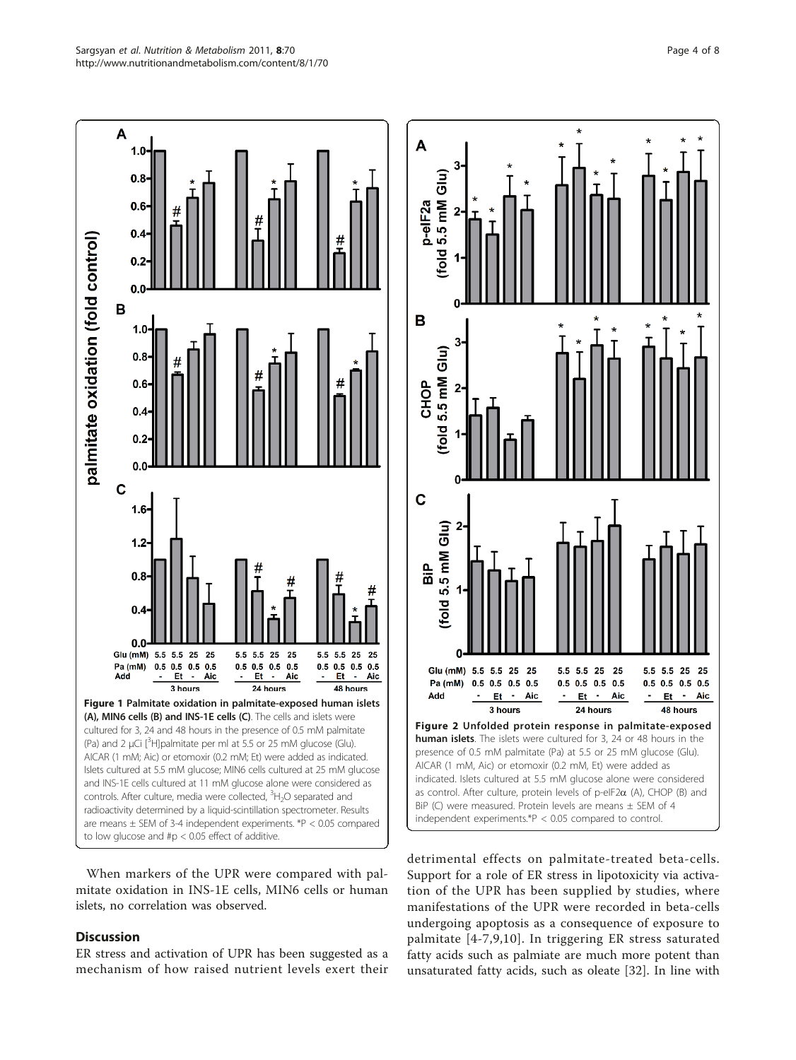**Figure 1 Palmitate oxidation in palmitate-exposed human islets (A), MIN6 cells (B) and INS-1E cells (C)**. The cells and islets were cultured for 3, 24 and 48 hours in the presence of 0.5 mM palmitate (Pa) and 2 μCi [$^3$H]palmitate per ml at 5.5 or 25 mM glucose (Glu). AICAR (1 mM; Aic) or etomoxir (0.2 mM; Et) were added as indicated. Islets cultured at 5.5 mM glucose; MIN6 cells cultured at 25 mM glucose and INS-1E cells cultured at 11 mM glucose alone were considered as controls. After culture, media were collected, $^3H_2O$ separated and radioactivity determined by a liquid-scintillation spectrometer. Results are means ± SEM of 3-4 independent experiments. *P < 0.05 compared to low glucose and #p < 0.05 effect of additive.

**Figure 2 Unfolded protein response in palmitate-exposed human islets**. The islets were cultured for 3, 24 or 48 hours in the presence of 0.5 mM palmitate (Pa) at 5.5 or 25 mM glucose (Glu). AICAR (1 mM, Aic) or etomoxir (0.2 mM, Et) were added as indicated. Islets cultured at 5.5 mM glucose alone were considered as control. After culture, protein levels of p-eIF2α (A), CHOP (B) and BiP (C) were measured. Protein levels are means ± SEM of 4 independent experiments.*P < 0.05 compared to control.

When markers of the UPR were compared with palmitate oxidation in INS-1E cells, MIN6 cells or human islets, no correlation was observed.

## Discussion

ER stress and activation of UPR has been suggested as a mechanism of how raised nutrient levels exert their detrimental effects on palmitate-treated beta-cells. Support for a role of ER stress in lipotoxicity via activation of the UPR has been supplied by studies, where manifestations of the UPR were recorded in beta-cells undergoing apoptosis as a consequence of exposure to palmitate [4-7,9,10]. In triggering ER stress saturated fatty acids such as palmiate are much more potent than unsaturated fatty acids, such as oleate [32]. In line with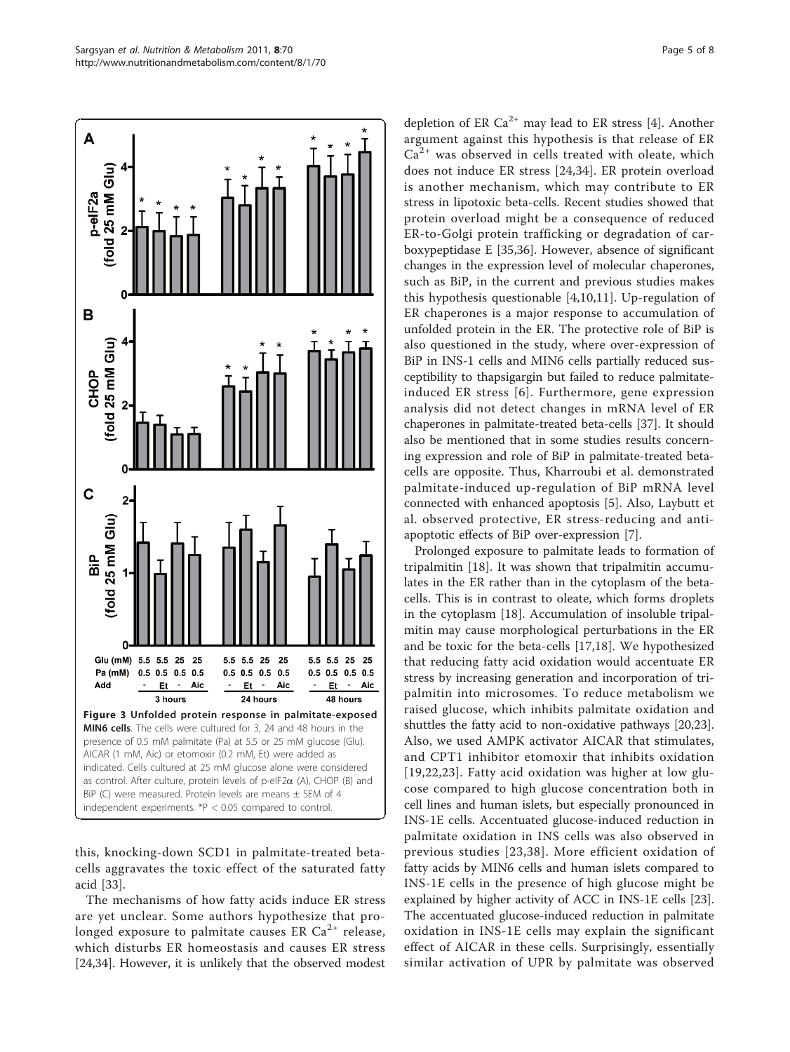Figure 3 Unfolded protein response in palmitate-exposed MIN6 cells. The cells were cultured for 3, 24 and 48 hours in the presence of 0.5 mM palmitate (Pa) at 5.5 or 25 mM glucose (Glu). AICAR (1 mM, Aic) or etomoxir (0.2 mM, Et) were added as indicated. Cells cultured at 25 mM glucose alone were considered as control. After culture, protein levels of p-eIF2α (A), CHOP (B) and BiP (C) were measured. Protein levels are means ± SEM of 4 independent experiments. *P < 0.05 compared to control.

this, knocking-down SCD1 in palmitate-treated beta-cells aggravates the toxic effect of the saturated fatty acid [33].

The mechanisms of how fatty acids induce ER stress are yet unclear. Some authors hypothesize that prolonged exposure to palmitate causes ER $Ca^{2+}$ release, which disturbs ER homeostasis and causes ER stress [24,34]. However, it is unlikely that the observed modest depletion of ER $Ca^{2+}$ may lead to ER stress [4]. Another argument against this hypothesis is that release of ER $Ca^{2+}$ was observed in cells treated with oleate, which does not induce ER stress [24,34]. ER protein overload is another mechanism, which may contribute to ER stress in lipotoxic beta-cells. Recent studies showed that protein overload might be a consequence of reduced ER-to-Golgi protein trafficking or degradation of carboxypeptidase E [35,36]. However, absence of significant changes in the expression level of molecular chaperones, such as BiP, in the current and previous studies makes this hypothesis questionable [4,10,11]. Up-regulation of ER chaperones is a major response to accumulation of unfolded protein in the ER. The protective role of BiP is also questioned in the study, where over-expression of BiP in INS-1 cells and MIN6 cells partially reduced susceptibility to thapsigargin but failed to reduce palmitate-induced ER stress [6]. Furthermore, gene expression analysis did not detect changes in mRNA level of ER chaperones in palmitate-treated beta-cells [37]. It should also be mentioned that in some studies results concerning expression and role of BiP in palmitate-treated beta-cells are opposite. Thus, Kharroubi et al. demonstrated palmitate-induced up-regulation of BiP mRNA level connected with enhanced apoptosis [5]. Also, Laybutt et al. observed protective, ER stress-reducing and anti-apoptotic effects of BiP over-expression [7].

Prolonged exposure to palmitate leads to formation of tripalmitin [18]. It was shown that tripalmitin accumulates in the ER rather than in the cytoplasm of the beta-cells. This is in contrast to oleate, which forms droplets in the cytoplasm [18]. Accumulation of insoluble tripalmitin may cause morphological perturbations in the ER and be toxic for the beta-cells [17,18]. We hypothesized that reducing fatty acid oxidation would accentuate ER stress by increasing generation and incorporation of tripalmitin into microsomes. To reduce metabolism we raised glucose, which inhibits palmitate oxidation and shuttles the fatty acid to non-oxidative pathways [20,23]. Also, we used AMPK activator AICAR that stimulates, and CPT1 inhibitor etomoxir that inhibits oxidation [19,22,23]. Fatty acid oxidation was higher at low glucose compared to high glucose concentration both in cell lines and human islets, but especially pronounced in INS-1E cells. Accentuated glucose-induced reduction in palmitate oxidation in INS cells was also observed in previous studies [23,38]. More efficient oxidation of fatty acids by MIN6 cells and human islets compared to INS-1E cells in the presence of high glucose might be explained by higher activity of ACC in INS-1E cells [23]. The accentuated glucose-induced reduction in palmitate oxidation in INS-1E cells may explain the significant effect of AICAR in these cells. Surprisingly, essentially similar activation of UPR by palmitate was observed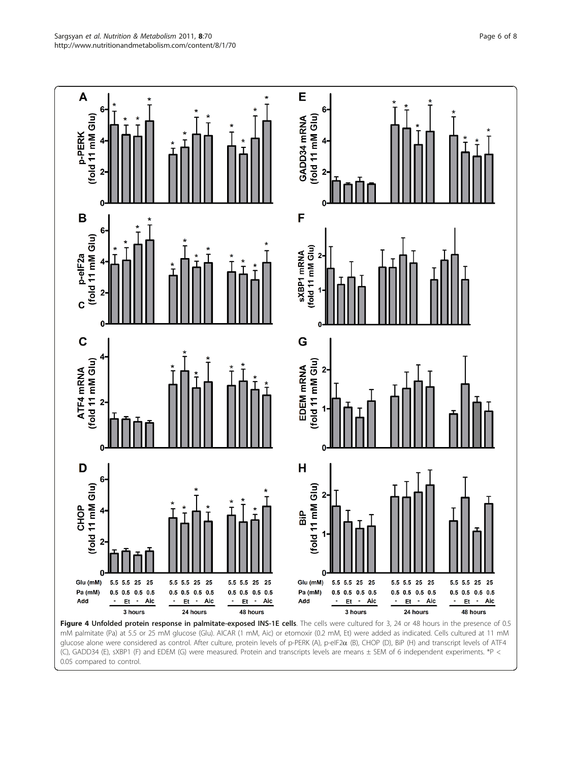**Figure 4 Unfolded protein response in palmitate-exposed INS-1E cells**. The cells were cultured for 3, 24 or 48 hours in the presence of 0.5 mM palmitate (Pa) at 5.5 or 25 mM glucose (Glu). AICAR (1 mM, Aic) or etomoxir (0.2 mM, Et) were added as indicated. Cells cultured at 11 mM glucose alone were considered as control. After culture, protein levels of p-PERK (A), p-eIF2α (B), CHOP (D), BiP (H) and transcript levels of ATF4 (C), GADD34 (E), sXBP1 (F) and EDEM (G) were measured. Protein and transcripts levels are means ± SEM of 6 independent experiments. *P < 0.05 compared to control.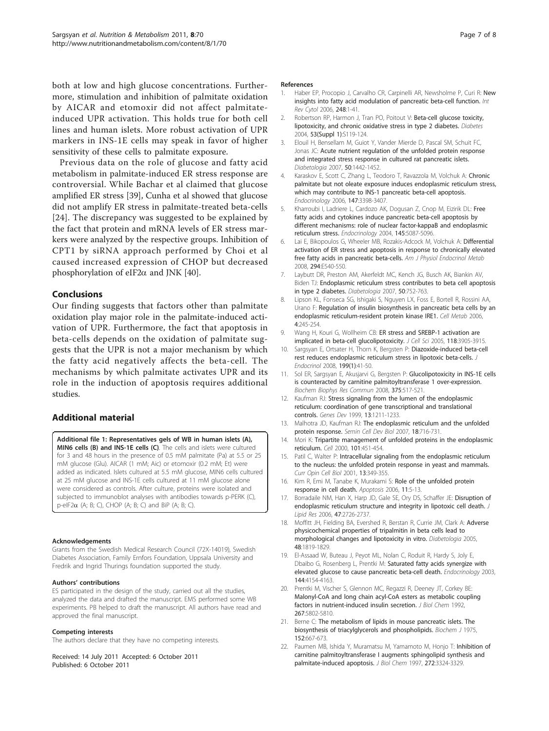both at low and high glucose concentrations. Furthermore, stimulation and inhibition of palmitate oxidation by AICAR and etomoxir did not affect palmitate-induced UPR activation. This holds true for both cell lines and human islets. More robust activation of UPR markers in INS-1E cells may speak in favor of higher sensitivity of these cells to palmitate exposure.

Previous data on the role of glucose and fatty acid metabolism in palmitate-induced ER stress response are controversial. While Bachar et al claimed that glucose amplified ER stress [39], Cunha et al showed that glucose did not amplify ER stress in palmitate-treated beta-cells [24]. The discrepancy was suggested to be explained by the fact that protein and mRNA levels of ER stress markers were analyzed by the respective groups. Inhibition of CPT1 by siRNA approach performed by Choi et al caused increased expression of CHOP but decreased phosphorylation of eIF2$\alpha$ and JNK [40].

## Conclusions

Our finding suggests that factors other than palmitate oxidation play major role in the palmitate-induced activation of UPR. Furthermore, the fact that apoptosis in beta-cells depends on the oxidation of palmitate suggests that the UPR is not a major mechanism by which the fatty acid negatively affects the beta-cell. The mechanisms by which palmitate activates UPR and its role in the induction of apoptosis requires additional studies.

## Additional material

**Additional file 1: Representatives gels of WB in human islets (A), MIN6 cells (B) and INS-1E cells (C)**. The cells and islets were cultured for 3 and 48 hours in the presence of 0.5 mM palmitate (Pa) at 5.5 or 25 mM glucose (Glu). AICAR (1 mM; Aic) or etomoxir (0.2 mM; Et) were added as indicated. Islets cultured at 5.5 mM glucose, MIN6 cells cultured at 25 mM glucose and INS-1E cells cultured at 11 mM glucose alone were considered as controls. After culture, proteins were isolated and subjected to immunoblot analyses with antibodies towards p-PERK (C), p-eIF2$\alpha$ (A; B; C), CHOP (A; B; C) and BiP (A; B; C).

#### Acknowledgements

Grants from the Swedish Medical Research Council (72X-14019), Swedish Diabetes Association, Family Ernfors Foundation, Uppsala University and Fredrik and Ingrid Thurings foundation supported the study.

#### Authors' contributions

ES participated in the design of the study, carried out all the studies, analyzed the data and drafted the manuscript. EMS performed some WB experiments. PB helped to draft the manuscript. All authors have read and approved the final manuscript.

#### Competing interests

The authors declare that they have no competing interests.

Received: 14 July 2011 Accepted: 6 October 2011
Published: 6 October 2011

#### References

1. Haber EP, Procopio J, Carvalho CR, Carpinelli AR, Newsholme P, Curi R: New insights into fatty acid modulation of pancreatic beta-cell function. *Int Rev Cytol* 2006, **248**:1-41.
2. Robertson RP, Harmon J, Tran PO, Poitout V: Beta-cell glucose toxicity, lipotoxicity, and chronic oxidative stress in type 2 diabetes. *Diabetes* 2004, **53(Suppl 1)**:S119-124.
3. Elouil H, Bensellam M, Guiot Y, Vander Mierde D, Pascal SM, Schuit FC, Jonas JC: Acute nutrient regulation of the unfolded protein response and integrated stress response in cultured rat pancreatic islets. *Diabetologia* 2007, **50**:1442-1452.
4. Karaskov E, Scott C, Zhang L, Teodoro T, Ravazzola M, Volchuk A: Chronic palmitate but not oleate exposure induces endoplasmic reticulum stress, which may contribute to INS-1 pancreatic beta-cell apoptosis. *Endocrinology* 2006, **147**:3398-3407.
5. Kharroubi I, Ladriere L, Cardozo AK, Dogusan Z, Cnop M, Eizirik DL: Free fatty acids and cytokines induce pancreatic beta-cell apoptosis by different mechanisms: role of nuclear factor-kappaB and endoplasmic reticulum stress. *Endocrinology* 2004, **145**:5087-5096.
6. Lai E, Bikopoulos G, Wheeler MB, Rozakis-Adcock M, Volchuk A: Differential activation of ER stress and apoptosis in response to chronically elevated free fatty acids in pancreatic beta-cells. *Am J Physiol Endocrinol Metab* 2008, **294**:E540-550.
7. Laybutt DR, Preston AM, Akerfeldt MC, Kench JG, Busch AK, Biankin AV, Biden TJ: Endoplasmic reticulum stress contributes to beta cell apoptosis in type 2 diabetes. *Diabetologia* 2007, **50**:752-763.
8. Lipson KL, Fonseca SG, Ishigaki S, Nguyen LX, Foss E, Bortell R, Rossini AA, Urano F: Regulation of insulin biosynthesis in pancreatic beta cells by an endoplasmic reticulum-resident protein kinase IRE1. *Cell Metab* 2006, **4**:245-254.
9. Wang H, Kouri G, Wollheim CB: ER stress and SREBP-1 activation are implicated in beta-cell glucolipotoxicity. *J Cell Sci* 2005, **118**:3905-3915.
10. Sargsyan E, Ortsater H, Thorn K, Bergsten P: Diazoxide-induced beta-cell rest reduces endoplasmic reticulum stress in lipotoxic beta-cells. *J Endocrinol* 2008, **199(1)**:41-50.
11. Sol ER, Sargsyan E, Akusjarvi G, Bergsten P: Glucolipotoxicity in INS-1E cells is counteracted by carnitine palmitoyltransferase 1 over-expression. *Biochem Biophys Res Commun* 2008, **375**:517-521.
12. Kaufman RJ: Stress signaling from the lumen of the endoplasmic reticulum: coordination of gene transcriptional and translational controls. *Genes Dev* 1999, **13**:1211-1233.
13. Malhotra JD, Kaufman RJ: The endoplasmic reticulum and the unfolded protein response. *Semin Cell Dev Biol* 2007, **18**:716-731.
14. Mori K: Tripartite management of unfolded proteins in the endoplasmic reticulum. *Cell* 2000, **101**:451-454.
15. Patil C, Walter P: Intracellular signaling from the endoplasmic reticulum to the nucleus: the unfolded protein response in yeast and mammals. *Curr Opin Cell Biol* 2001, **13**:349-355.
16. Kim R, Emi M, Tanabe K, Murakami S: Role of the unfolded protein response in cell death. *Apoptosis* 2006, **11**:5-13.
17. Borradaile NM, Han X, Harp JD, Gale SE, Ory DS, Schaffer JE: Disruption of endoplasmic reticulum structure and integrity in lipotoxic cell death. *J Lipid Res* 2006, **47**:2726-2737.
18. Moffitt JH, Fielding BA, Evershed R, Berstan R, Currie JM, Clark A: Adverse physicochemical properties of tripalmitin in beta cells lead to morphological changes and lipotoxicity in vitro. *Diabetologia* 2005, **48**:1819-1829.
19. El-Assaad W, Buteau J, Peyot ML, Nolan C, Roduit R, Hardy S, Joly E, Dbaibo G, Rosenberg L, Prentki M: Saturated fatty acids synergize with elevated glucose to cause pancreatic beta-cell death. *Endocrinology* 2003, **144**:4154-4163.
20. Prentki M, Vischer S, Glennon MC, Regazzi R, Deeney JT, Corkey BE: Malonyl-CoA and long chain acyl-CoA esters as metabolic coupling factors in nutrient-induced insulin secretion. *J Biol Chem* 1992, **267**:5802-5810.
21. Berne C: The metabolism of lipids in mouse pancreatic islets. The biosynthesis of triacylglycerols and phospholipids. *Biochem J* 1975, **152**:667-673.
22. Paumen MB, Ishida Y, Muramatsu M, Yamamoto M, Honjo T: Inhibition of carnitine palmitoyltransferase I augments sphingolipid synthesis and palmitate-induced apoptosis. *J Biol Chem* 1997, **272**:3324-3329.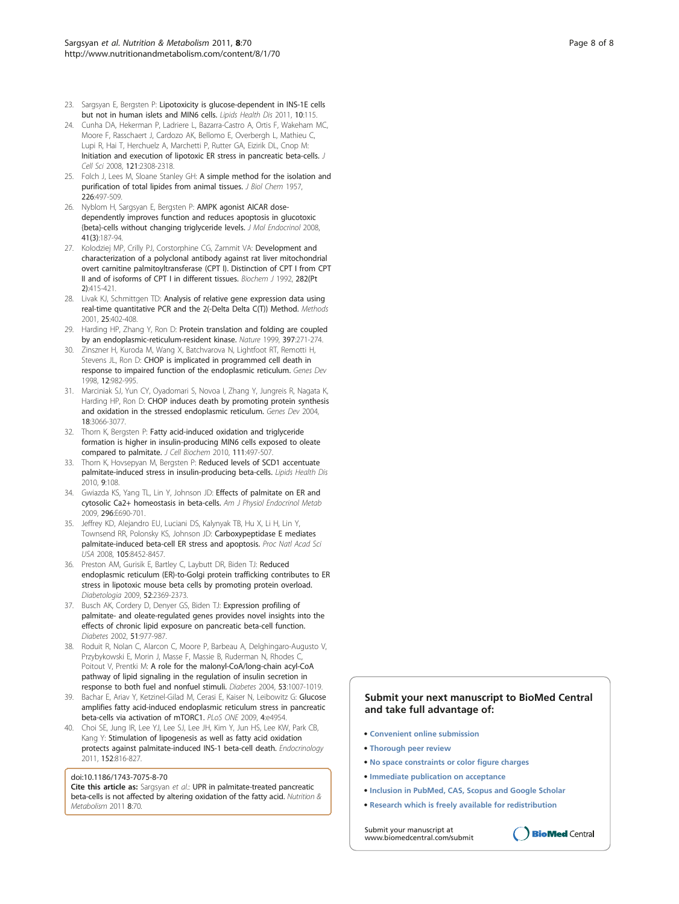23. Sargsyan E, Bergsten P: **Lipotoxicity is glucose-dependent in INS-1E cells but not in human islets and MIN6 cells.** *Lipids Health Dis* 2011, **10**:115.
24. Cunha DA, Hekerman P, Ladriere L, Bazarra-Castro A, Ortis F, Wakeham MC, Moore F, Rasschaert J, Cardozo AK, Bellomo E, Overbergh L, Mathieu C, Lupi R, Hai T, Herchuelz A, Marchetti P, Rutter GA, Eizirik DL, Cnop M: **Initiation and execution of lipotoxic ER stress in pancreatic beta-cells.** *J Cell Sci* 2008, **121**:2308-2318.
25. Folch J, Lees M, Sloane Stanley GH: **A simple method for the isolation and purification of total lipides from animal tissues.** *J Biol Chem* 1957, **226**:497-509.
26. Nyblom H, Sargsyan E, Bergsten P: **AMPK agonist AICAR dose-dependently improves function and reduces apoptosis in glucotoxic {beta}-cells without changing triglyceride levels.** *J Mol Endocrinol* 2008, **41(3)**:187-94.
27. Kolodziej MP, Crilly PJ, Corstorphine CG, Zammit VA: **Development and characterization of a polyclonal antibody against rat liver mitochondrial overt carnitine palmitoyltransferase (CPT I). Distinction of CPT I from CPT II and of isoforms of CPT I in different tissues.** *Biochem J* 1992, **282(Pt 2)**:415-421.
28. Livak KJ, Schmittgen TD: **Analysis of relative gene expression data using real-time quantitative PCR and the 2(-Delta Delta C(T)) Method.** *Methods* 2001, **25**:402-408.
29. Harding HP, Zhang Y, Ron D: **Protein translation and folding are coupled by an endoplasmic-reticulum-resident kinase.** *Nature* 1999, **397**:271-274.
30. Zinszner H, Kuroda M, Wang X, Batchvarova N, Lightfoot RT, Remotti H, Stevens JL, Ron D: **CHOP is implicated in programmed cell death in response to impaired function of the endoplasmic reticulum.** *Genes Dev* 1998, **12**:982-995.
31. Marciniak SJ, Yun CY, Oyadomari S, Novoa I, Zhang Y, Jungreis R, Nagata K, Harding HP, Ron D: **CHOP induces death by promoting protein synthesis and oxidation in the stressed endoplasmic reticulum.** *Genes Dev* 2004, **18**:3066-3077.
32. Thorn K, Bergsten P: **Fatty acid-induced oxidation and triglyceride formation is higher in insulin-producing MIN6 cells exposed to oleate compared to palmitate.** *J Cell Biochem* 2010, **111**:497-507.
33. Thorn K, Hovsepyan M, Bergsten P: **Reduced levels of SCD1 accentuate palmitate-induced stress in insulin-producing beta-cells.** *Lipids Health Dis* 2010, **9**:108.
34. Gwiazda KS, Yang TL, Lin Y, Johnson JD: **Effects of palmitate on ER and cytosolic Ca2+ homeostasis in beta-cells.** *Am J Physiol Endocrinol Metab* 2009, **296**:E690-701.
35. Jeffrey KD, Alejandro EU, Luciani DS, Kalynyak TB, Hu X, Li H, Lin Y, Townsend RR, Polonsky KS, Johnson JD: **Carboxypeptidase E mediates palmitate-induced beta-cell ER stress and apoptosis.** *Proc Natl Acad Sci USA* 2008, **105**:8452-8457.
36. Preston AM, Gurisik E, Bartley C, Laybutt DR, Biden TJ: **Reduced endoplasmic reticulum (ER)-to-Golgi protein trafficking contributes to ER stress in lipotoxic mouse beta cells by promoting protein overload.** *Diabetologia* 2009, **52**:2369-2373.
37. Busch AK, Cordery D, Denyer GS, Biden TJ: **Expression profiling of palmitate- and oleate-regulated genes provides novel insights into the effects of chronic lipid exposure on pancreatic beta-cell function.** *Diabetes* 2002, **51**:977-987.
38. Roduit R, Nolan C, Alarcon C, Moore P, Barbeau A, Delghingaro-Augusto V, Przybykowski E, Morin J, Masse F, Massie B, Ruderman N, Rhodes C, Poitout V, Prentki M: **A role for the malonyl-CoA/long-chain acyl-CoA pathway of lipid signaling in the regulation of insulin secretion in response to both fuel and nonfuel stimuli.** *Diabetes* 2004, **53**:1007-1019.
39. Bachar E, Ariav Y, Ketzinel-Gilad M, Cerasi E, Kaiser N, Leibowitz G: **Glucose amplifies fatty acid-induced endoplasmic reticulum stress in pancreatic beta-cells via activation of mTORC1.** *PLoS ONE* 2009, **4**:e4954.
40. Choi SE, Jung IR, Lee YJ, Lee SJ, Lee JH, Kim Y, Jun HS, Lee KW, Park CB, Kang Y: **Stimulation of lipogenesis as well as fatty acid oxidation protects against palmitate-induced INS-1 beta-cell death.** *Endocrinology* 2011, **152**:816-827.

doi:10.1186/1743-7075-8-70
**Cite this article as:** Sargsyan *et al.*: UPR in palmitate-treated pancreatic beta-cells is not affected by altering oxidation of the fatty acid. *Nutrition & Metabolism* 2011 **8**:70.

**Submit your next manuscript to BioMed Central and take full advantage of:**

- **Convenient online submission**
- **Thorough peer review**
- **No space constraints or color figure charges**
- **Immediate publication on acceptance**
- **Inclusion in PubMed, CAS, Scopus and Google Scholar**
- **Research which is freely available for redistribution**

Submit your manuscript at
www.biomedcentral.com/submit

BioMed Central